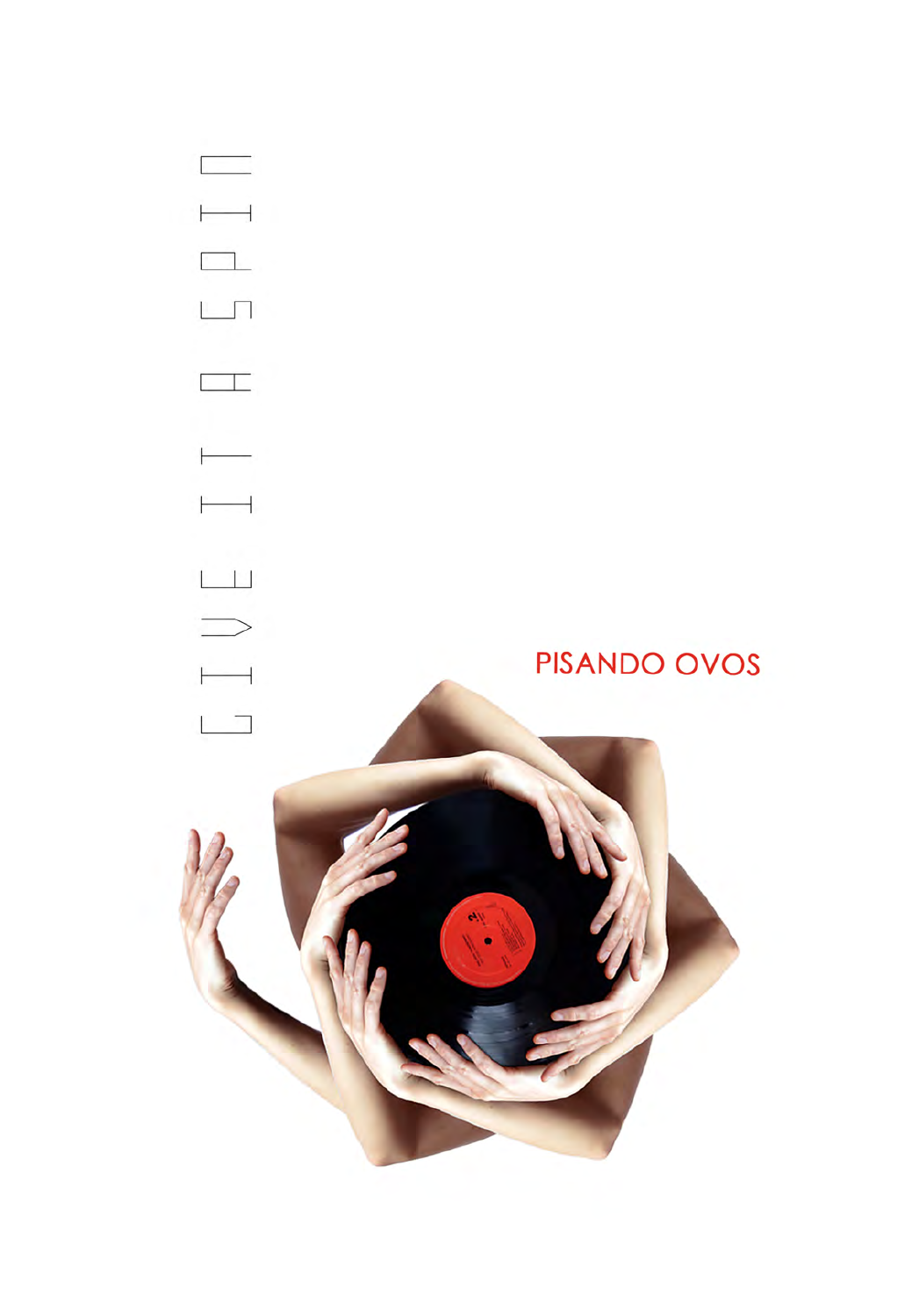GIVE IT A SPIN

PISANDO OVOS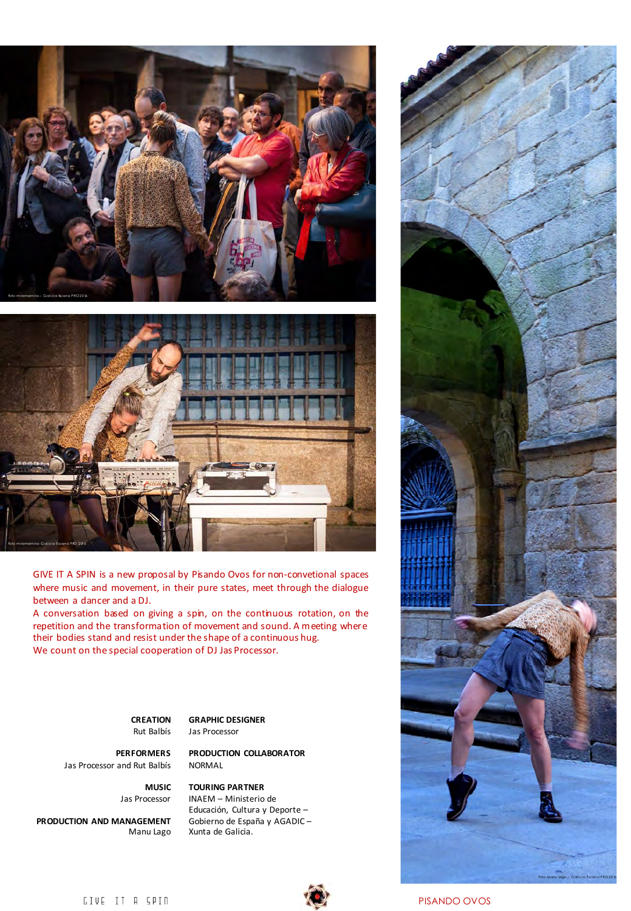foto miramemira – Galicia Escena PRO2016

foto miramemira- Galicia Escena PRO 2016

GIVE IT A SPIN is a new proposal by Pisando Ovos for non-convetional spaces where music and movement, in their pure states, meet through the dialogue between a dancer and a DJ.
A conversation based on giving a spin, on the continuous rotation, on the repetition and the transformation of movement and sound. A meeting where their bodies stand and resist under the shape of a continuous hug.
We count on the special cooperation of DJ Jas Processor.

**CREATION**
Rut Balbís

**PERFORMERS**
Jas Processor and Rut Balbís

**MUSIC**
Jas Processor

**PRODUCTION AND MANAGEMENT**
Manu Lago

**GRAPHIC DESIGNER**
Jas Processor

**PRODUCTION COLLABORATOR**
NORMAL

**TOURING PARTNER**
INAEM – Ministerio de Educación, Cultura y Deporte – Gobierno de España y AGADIC – Xunta de Galicia.

Foto Manu Lago - Galicia Escena PRO2016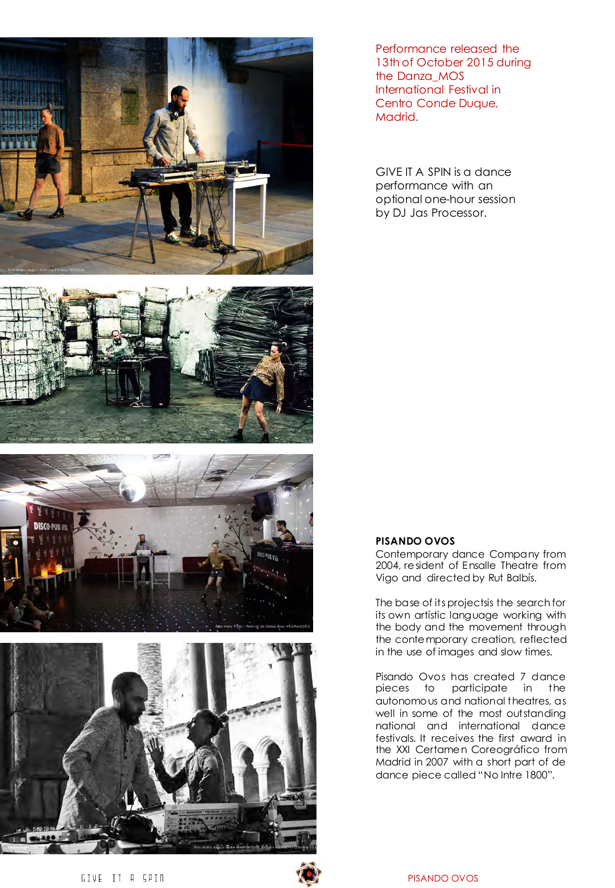Performance released the 13th of October 2015 during the Danza_MOS International Festival in Centro Conde Duque, Madrid.

GIVE IT A SPIN is a dance performance with an optional one-hour session by DJ Jas Processor.

**PISANDO OVOS**

Contemporary dance Company from 2004, resident of Ensalle Theatre from Vigo and directed by Rut Balbís.

The base of its projectsis the search for its own artístic language working with the body and the movement through the contemporary creation, reflected in the use of images and slow times.

Pisando Ovos has created 7 dance pieces to participate in the autonomous and national theatres, as well in some of the most outstanding national and international dance festivals. It receives the first award in the XXI Certamen Coreográfico from Madrid in 2007 with a short part of de dance piece called "No Intre 1800".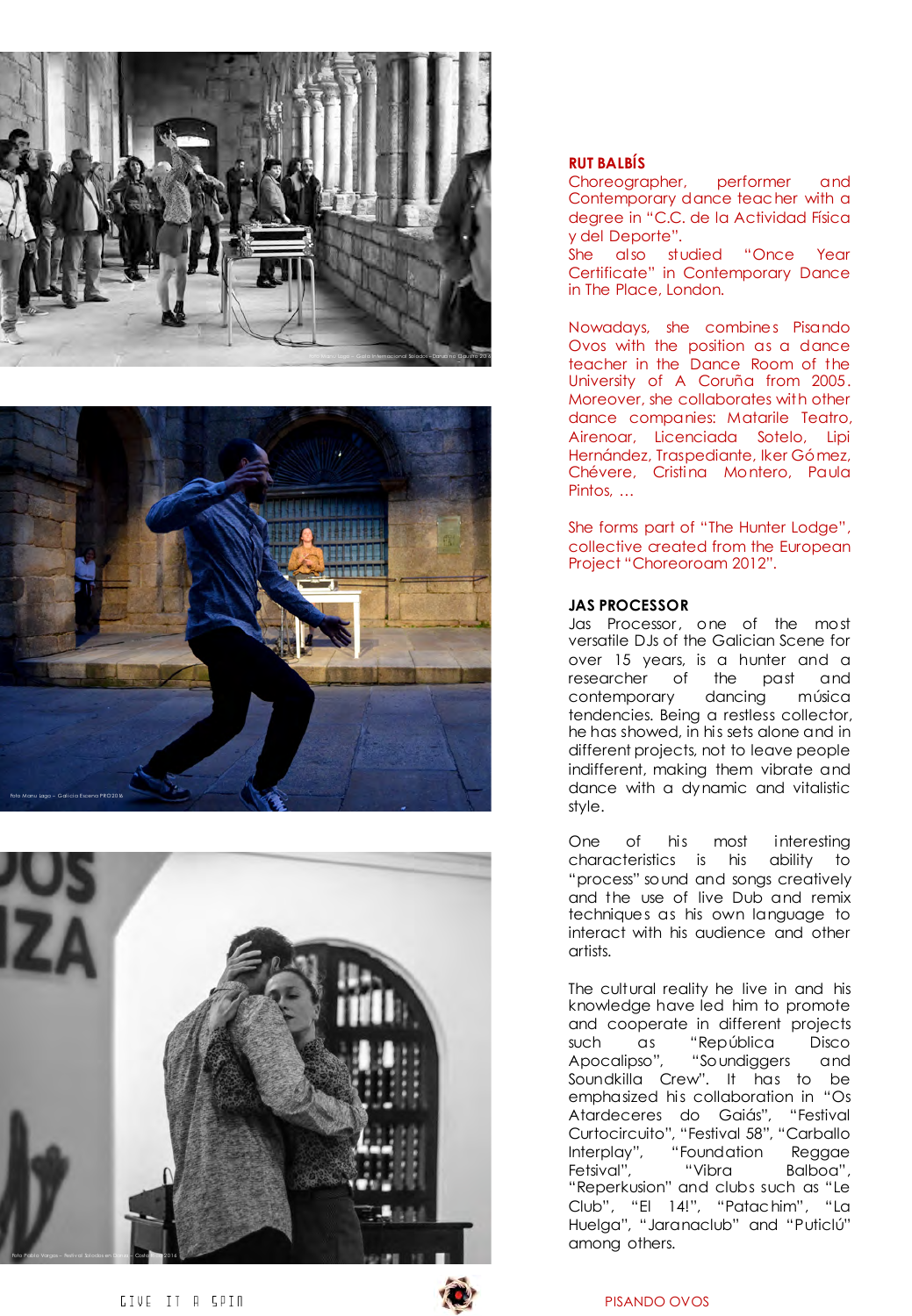## RUT BALBÍS

Choreographer, performer and Contemporary dance teacher with a degree in "C.C. de la Actividad Física y del Deporte".
She also studied "Once Year Certificate" in Contemporary Dance in The Place, London.

Nowadays, she combines Pisando Ovos with the position as a dance teacher in the Dance Room of the University of A Coruña from 2005. Moreover, she collaborates with other dance companies: Matarile Teatro, Airenoar, Licenciada Sotelo, Lipi Hernández, Traspediante, Iker Gómez, Chévere, Cristina Montero, Paula Pintos, ...

She forms part of "The Hunter Lodge", collective created from the European Project "Choreoroam 2012".

## JAS PROCESSOR

Jas Processor, one of the most versatile DJs of the Galician Scene for over 15 years, is a hunter and a researcher of the past and contemporary dancing música tendencies. Being a restless collector, he has showed, in his sets alone and in different projects, not to leave people indifferent, making them vibrate and dance with a dynamic and vitalistic style.

One of his most interesting characteristics is his ability to "process" sound and songs creatively and the use of live Dub and remix techniques as his own language to interact with his audience and other artists.

The cultural reality he live in and his knowledge have led him to promote and cooperate in different projects such as "República Disco Apocalipso", "Soundiggers and Soundkilla Crew". It has to be emphasized his collaboration in "Os Atardeceres do Gaiás", "Festival Curtocircuito", "Festival 58", "Carballo Interplay", "Foundation Reggae Fetsival", "Vibra Balboa", "Reperkusion" and clubs such as "Le Club", "El 14!", "Patachim", "La Huelga", "Jaranaclub" and "Puticlú" among others.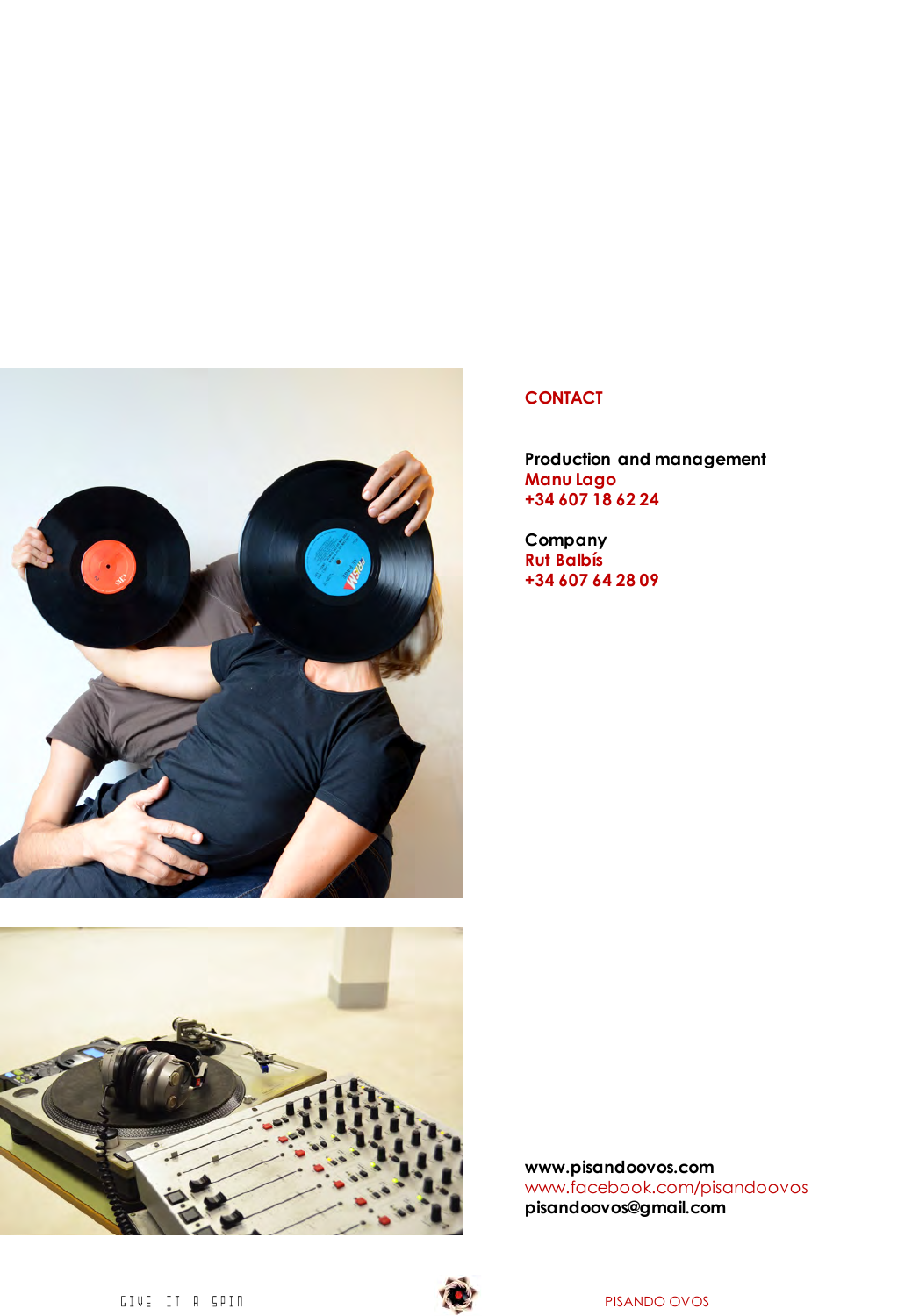## CONTACT

**Production and management**
**Manu Lago**
**+34 607 18 62 24**

**Company**
**Rut Balbís**
**+34 607 64 28 09**

**www.pisandoovos.com**
www.facebook.com/pisandoovos
**pisandoovos@gmail.com**